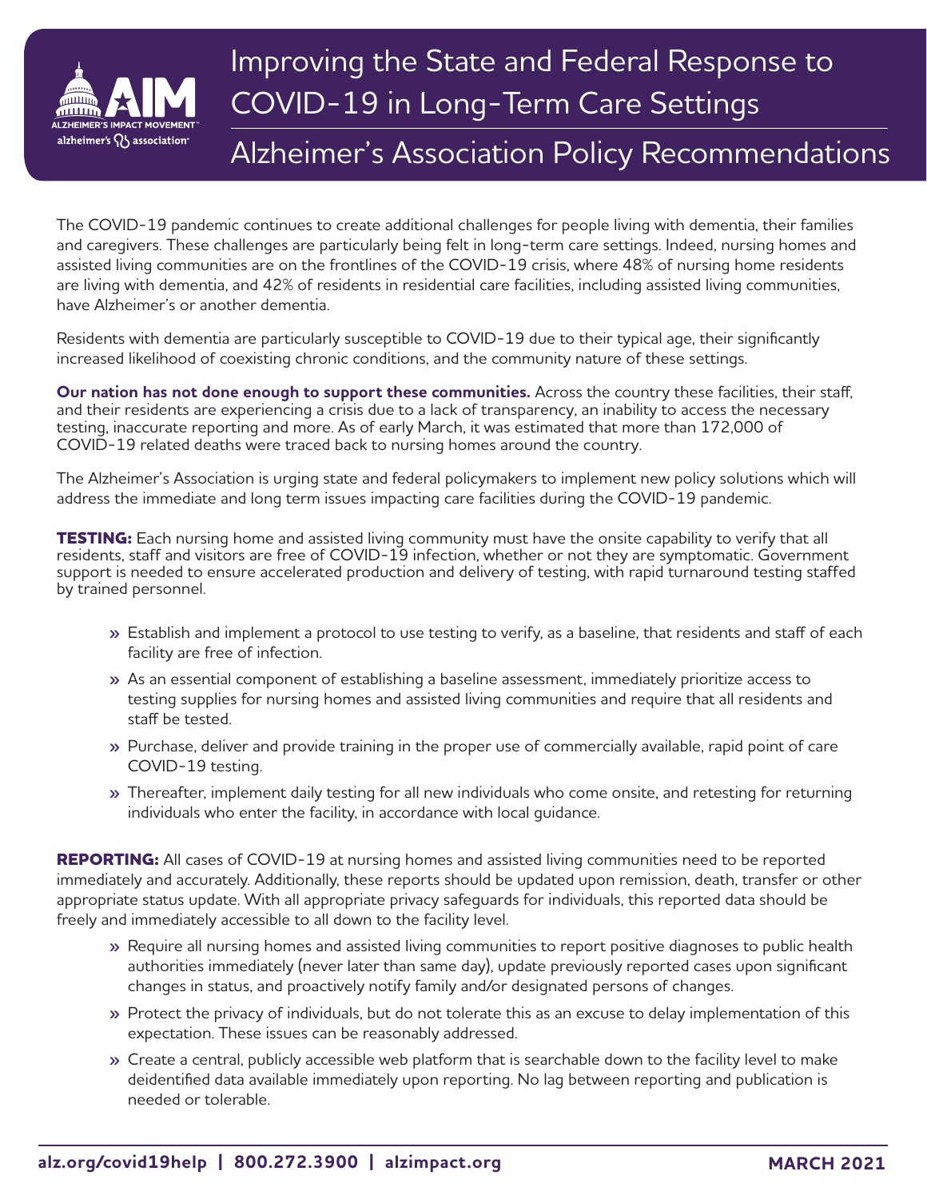# Improving the State and Federal Response to COVID-19 in Long-Term Care Settings

## Alzheimer's Association Policy Recommendations

The COVID-19 pandemic continues to create additional challenges for people living with dementia, their families and caregivers. These challenges are particularly being felt in long-term care settings. Indeed, nursing homes and assisted living communities are on the frontlines of the COVID-19 crisis, where 48% of nursing home residents are living with dementia, and 42% of residents in residential care facilities, including assisted living communities, have Alzheimer's or another dementia.

Residents with dementia are particularly susceptible to COVID-19 due to their typical age, their significantly increased likelihood of coexisting chronic conditions, and the community nature of these settings.

**Our nation has not done enough to support these communities.** Across the country these facilities, their staff, and their residents are experiencing a crisis due to a lack of transparency, an inability to access the necessary testing, inaccurate reporting and more. As of early March, it was estimated that more than 172,000 of COVID-19 related deaths were traced back to nursing homes around the country.

The Alzheimer's Association is urging state and federal policymakers to implement new policy solutions which will address the immediate and long term issues impacting care facilities during the COVID-19 pandemic.

**TESTING:** Each nursing home and assisted living community must have the onsite capability to verify that all residents, staff and visitors are free of COVID-19 infection, whether or not they are symptomatic. Government support is needed to ensure accelerated production and delivery of testing, with rapid turnaround testing staffed by trained personnel.

- Establish and implement a protocol to use testing to verify, as a baseline, that residents and staff of each facility are free of infection.
- As an essential component of establishing a baseline assessment, immediately prioritize access to testing supplies for nursing homes and assisted living communities and require that all residents and staff be tested.
- Purchase, deliver and provide training in the proper use of commercially available, rapid point of care COVID-19 testing.
- Thereafter, implement daily testing for all new individuals who come onsite, and retesting for returning individuals who enter the facility, in accordance with local guidance.

**REPORTING:** All cases of COVID-19 at nursing homes and assisted living communities need to be reported immediately and accurately. Additionally, these reports should be updated upon remission, death, transfer or other appropriate status update. With all appropriate privacy safeguards for individuals, this reported data should be freely and immediately accessible to all down to the facility level.

- Require all nursing homes and assisted living communities to report positive diagnoses to public health authorities immediately (never later than same day), update previously reported cases upon significant changes in status, and proactively notify family and/or designated persons of changes.
- Protect the privacy of individuals, but do not tolerate this as an excuse to delay implementation of this expectation. These issues can be reasonably addressed.
- Create a central, publicly accessible web platform that is searchable down to the facility level to make deidentified data available immediately upon reporting. No lag between reporting and publication is needed or tolerable.

alz.org/covid19help | 800.272.3900 | alzimpact.org — MARCH 2021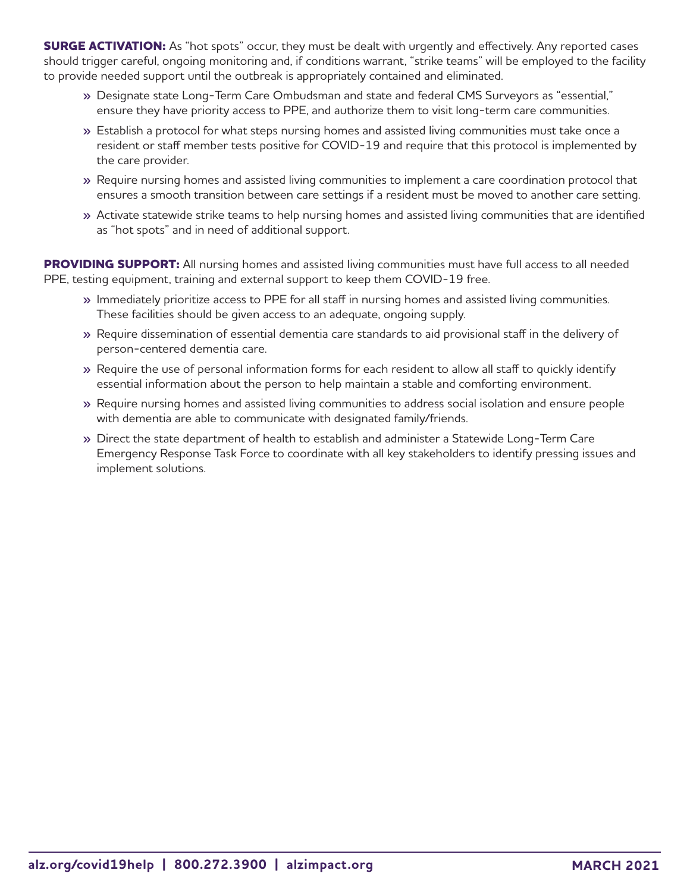**SURGE ACTIVATION:** As "hot spots" occur, they must be dealt with urgently and effectively. Any reported cases should trigger careful, ongoing monitoring and, if conditions warrant, "strike teams" will be employed to the facility to provide needed support until the outbreak is appropriately contained and eliminated.

- Designate state Long-Term Care Ombudsman and state and federal CMS Surveyors as "essential," ensure they have priority access to PPE, and authorize them to visit long-term care communities.
- Establish a protocol for what steps nursing homes and assisted living communities must take once a resident or staff member tests positive for COVID-19 and require that this protocol is implemented by the care provider.
- Require nursing homes and assisted living communities to implement a care coordination protocol that ensures a smooth transition between care settings if a resident must be moved to another care setting.
- Activate statewide strike teams to help nursing homes and assisted living communities that are identified as "hot spots" and in need of additional support.

**PROVIDING SUPPORT:** All nursing homes and assisted living communities must have full access to all needed PPE, testing equipment, training and external support to keep them COVID-19 free.

- Immediately prioritize access to PPE for all staff in nursing homes and assisted living communities. These facilities should be given access to an adequate, ongoing supply.
- Require dissemination of essential dementia care standards to aid provisional staff in the delivery of person-centered dementia care.
- Require the use of personal information forms for each resident to allow all staff to quickly identify essential information about the person to help maintain a stable and comforting environment.
- Require nursing homes and assisted living communities to address social isolation and ensure people with dementia are able to communicate with designated family/friends.
- Direct the state department of health to establish and administer a Statewide Long-Term Care Emergency Response Task Force to coordinate with all key stakeholders to identify pressing issues and implement solutions.

**alz.org/covid19help | 800.272.3900 | alzimpact.org** **MARCH 2021**